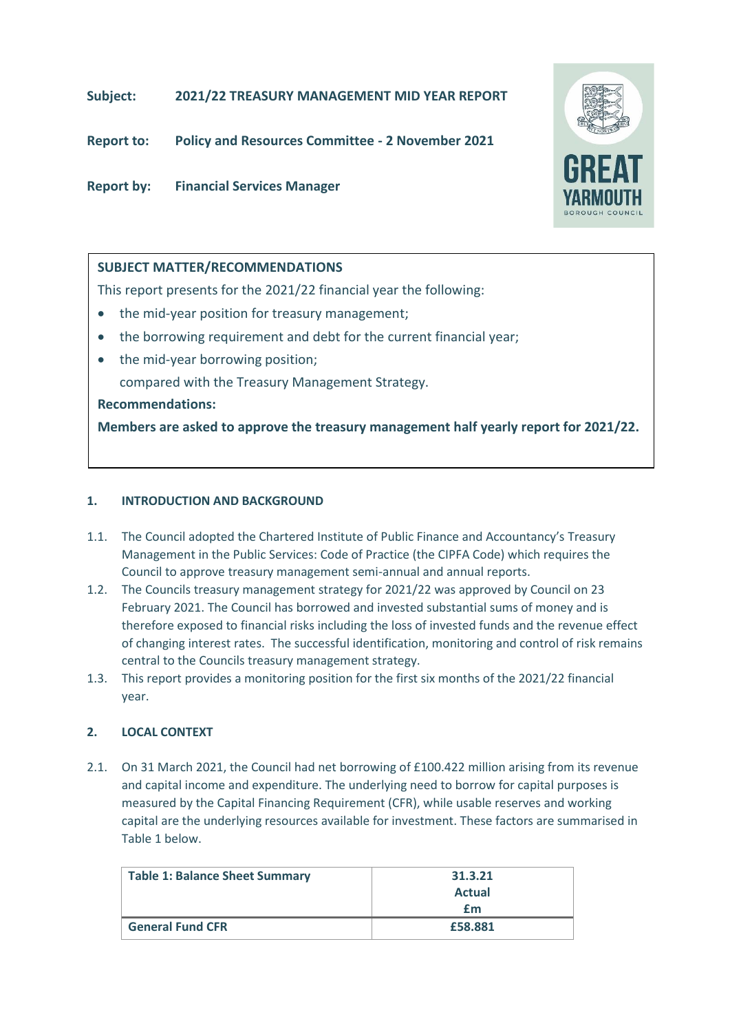**Subject:** **2021/22 TREASURY MANAGEMENT MID YEAR REPORT**

**Report to:** **Policy and Resources Committee - 2 November 2021**

**Report by:** **Financial Services Manager**

**SUBJECT MATTER/RECOMMENDATIONS**

This report presents for the 2021/22 financial year the following:

- the mid-year position for treasury management;
- the borrowing requirement and debt for the current financial year;
- the mid-year borrowing position;

  compared with the Treasury Management Strategy.

**Recommendations:**

**Members are asked to approve the treasury management half yearly report for 2021/22.**

## 1. INTRODUCTION AND BACKGROUND

1.1. The Council adopted the Chartered Institute of Public Finance and Accountancy's Treasury Management in the Public Services: Code of Practice (the CIPFA Code) which requires the Council to approve treasury management semi-annual and annual reports.

1.2. The Councils treasury management strategy for 2021/22 was approved by Council on 23 February 2021. The Council has borrowed and invested substantial sums of money and is therefore exposed to financial risks including the loss of invested funds and the revenue effect of changing interest rates. The successful identification, monitoring and control of risk remains central to the Councils treasury management strategy.

1.3. This report provides a monitoring position for the first six months of the 2021/22 financial year.

## 2. LOCAL CONTEXT

2.1. On 31 March 2021, the Council had net borrowing of £100.422 million arising from its revenue and capital income and expenditure. The underlying need to borrow for capital purposes is measured by the Capital Financing Requirement (CFR), while usable reserves and working capital are the underlying resources available for investment. These factors are summarised in Table 1 below.

| Table 1: Balance Sheet Summary | 31.3.21 Actual £m |
|---|---|
| **General Fund CFR** | **£58.881** |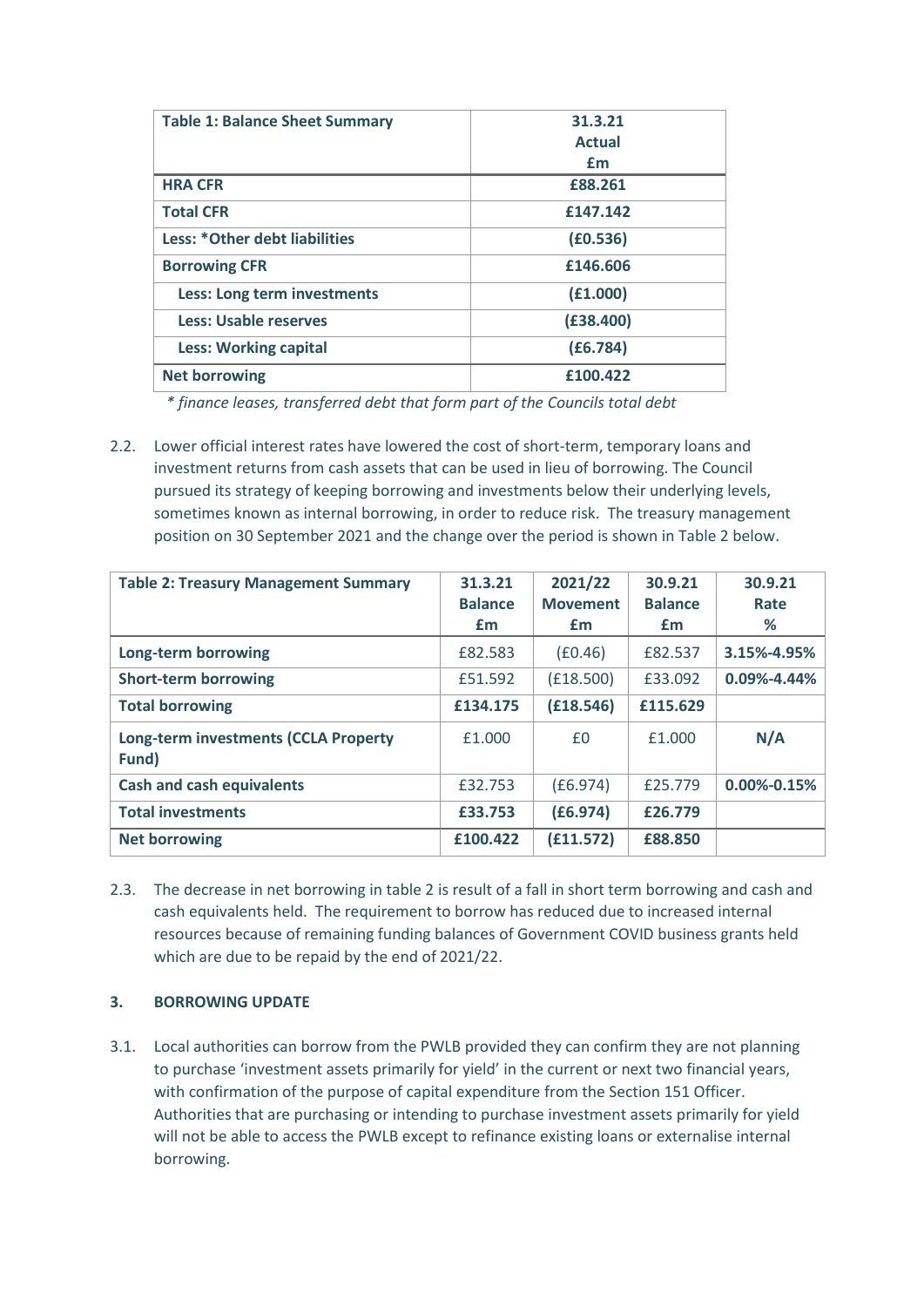| **Table 1: Balance Sheet Summary** | **31.3.21 Actual £m** |
|---|---|
| **HRA CFR** | **£88.261** |
| **Total CFR** | **£147.142** |
| **Less: *Other debt liabilities** | **(£0.536)** |
| **Borrowing CFR** | **£146.606** |
| **Less: Long term investments** | **(£1.000)** |
| **Less: Usable reserves** | **(£38.400)** |
| **Less: Working capital** | **(£6.784)** |
| **Net borrowing** | **£100.422** |

*\* finance leases, transferred debt that form part of the Councils total debt*

2.2. Lower official interest rates have lowered the cost of short-term, temporary loans and investment returns from cash assets that can be used in lieu of borrowing. The Council pursued its strategy of keeping borrowing and investments below their underlying levels, sometimes known as internal borrowing, in order to reduce risk. The treasury management position on 30 September 2021 and the change over the period is shown in Table 2 below.

| **Table 2: Treasury Management Summary** | **31.3.21 Balance £m** | **2021/22 Movement £m** | **30.9.21 Balance £m** | **30.9.21 Rate %** |
|---|---|---|---|---|
| **Long-term borrowing** | £82.583 | (£0.46) | £82.537 | **3.15%-4.95%** |
| **Short-term borrowing** | £51.592 | (£18.500) | £33.092 | **0.09%-4.44%** |
| **Total borrowing** | **£134.175** | **(£18.546)** | **£115.629** | |
| **Long-term investments (CCLA Property Fund)** | £1.000 | £0 | £1.000 | **N/A** |
| **Cash and cash equivalents** | £32.753 | (£6.974) | £25.779 | **0.00%-0.15%** |
| **Total investments** | **£33.753** | **(£6.974)** | **£26.779** | |
| **Net borrowing** | **£100.422** | **(£11.572)** | **£88.850** | |

2.3. The decrease in net borrowing in table 2 is result of a fall in short term borrowing and cash and cash equivalents held. The requirement to borrow has reduced due to increased internal resources because of remaining funding balances of Government COVID business grants held which are due to be repaid by the end of 2021/22.

## 3. BORROWING UPDATE

3.1. Local authorities can borrow from the PWLB provided they can confirm they are not planning to purchase 'investment assets primarily for yield' in the current or next two financial years, with confirmation of the purpose of capital expenditure from the Section 151 Officer. Authorities that are purchasing or intending to purchase investment assets primarily for yield will not be able to access the PWLB except to refinance existing loans or externalise internal borrowing.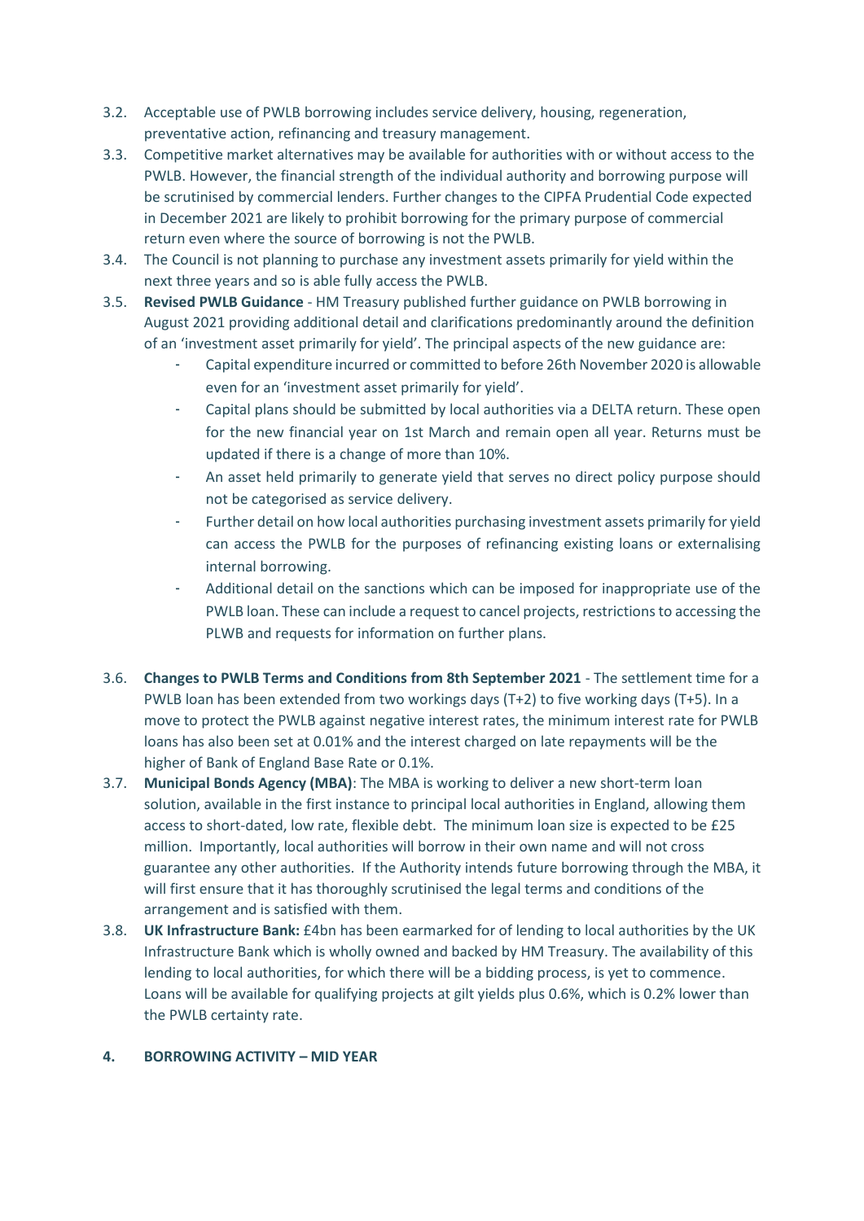3.2. Acceptable use of PWLB borrowing includes service delivery, housing, regeneration, preventative action, refinancing and treasury management.

3.3. Competitive market alternatives may be available for authorities with or without access to the PWLB. However, the financial strength of the individual authority and borrowing purpose will be scrutinised by commercial lenders. Further changes to the CIPFA Prudential Code expected in December 2021 are likely to prohibit borrowing for the primary purpose of commercial return even where the source of borrowing is not the PWLB.

3.4. The Council is not planning to purchase any investment assets primarily for yield within the next three years and so is able fully access the PWLB.

3.5. **Revised PWLB Guidance** - HM Treasury published further guidance on PWLB borrowing in August 2021 providing additional detail and clarifications predominantly around the definition of an 'investment asset primarily for yield'. The principal aspects of the new guidance are:

- Capital expenditure incurred or committed to before 26th November 2020 is allowable even for an 'investment asset primarily for yield'.
- Capital plans should be submitted by local authorities via a DELTA return. These open for the new financial year on 1st March and remain open all year. Returns must be updated if there is a change of more than 10%.
- An asset held primarily to generate yield that serves no direct policy purpose should not be categorised as service delivery.
- Further detail on how local authorities purchasing investment assets primarily for yield can access the PWLB for the purposes of refinancing existing loans or externalising internal borrowing.
- Additional detail on the sanctions which can be imposed for inappropriate use of the PWLB loan. These can include a request to cancel projects, restrictions to accessing the PLWB and requests for information on further plans.

3.6. **Changes to PWLB Terms and Conditions from 8th September 2021** - The settlement time for a PWLB loan has been extended from two workings days (T+2) to five working days (T+5). In a move to protect the PWLB against negative interest rates, the minimum interest rate for PWLB loans has also been set at 0.01% and the interest charged on late repayments will be the higher of Bank of England Base Rate or 0.1%.

3.7. **Municipal Bonds Agency (MBA)**: The MBA is working to deliver a new short-term loan solution, available in the first instance to principal local authorities in England, allowing them access to short-dated, low rate, flexible debt. The minimum loan size is expected to be £25 million. Importantly, local authorities will borrow in their own name and will not cross guarantee any other authorities. If the Authority intends future borrowing through the MBA, it will first ensure that it has thoroughly scrutinised the legal terms and conditions of the arrangement and is satisfied with them.

3.8. **UK Infrastructure Bank:** £4bn has been earmarked for of lending to local authorities by the UK Infrastructure Bank which is wholly owned and backed by HM Treasury. The availability of this lending to local authorities, for which there will be a bidding process, is yet to commence. Loans will be available for qualifying projects at gilt yields plus 0.6%, which is 0.2% lower than the PWLB certainty rate.

## 4. BORROWING ACTIVITY – MID YEAR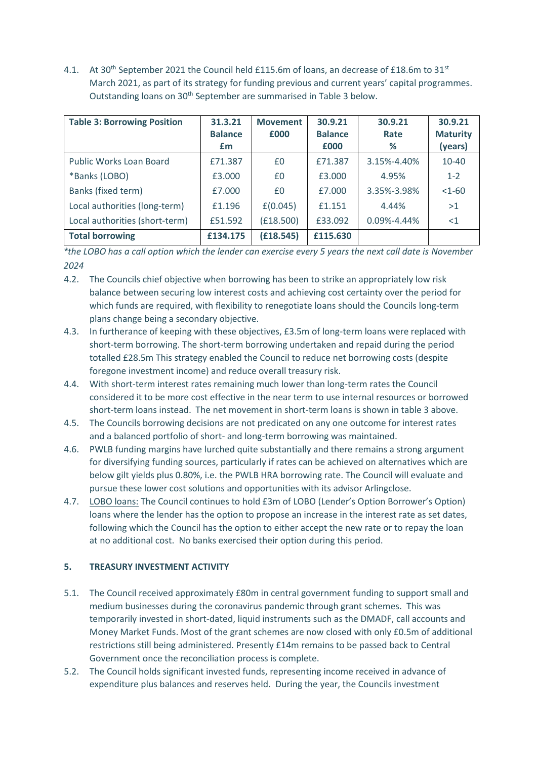4.1. At 30th September 2021 the Council held £115.6m of loans, an decrease of £18.6m to 31st March 2021, as part of its strategy for funding previous and current years' capital programmes. Outstanding loans on 30th September are summarised in Table 3 below.

| Table 3: Borrowing Position | 31.3.21 Balance £m | Movement £000 | 30.9.21 Balance £000 | 30.9.21 Rate % | 30.9.21 Maturity (years) |
|---|---|---|---|---|---|
| Public Works Loan Board | £71.387 | £0 | £71.387 | 3.15%-4.40% | 10-40 |
| *Banks (LOBO) | £3.000 | £0 | £3.000 | 4.95% | 1-2 |
| Banks (fixed term) | £7.000 | £0 | £7.000 | 3.35%-3.98% | <1-60 |
| Local authorities (long-term) | £1.196 | £(0.045) | £1.151 | 4.44% | >1 |
| Local authorities (short-term) | £51.592 | (£18.500) | £33.092 | 0.09%-4.44% | <1 |
| **Total borrowing** | **£134.175** | **(£18.545)** | **£115.630** | | |

*\*the LOBO has a call option which the lender can exercise every 5 years the next call date is November 2024*

4.2. The Councils chief objective when borrowing has been to strike an appropriately low risk balance between securing low interest costs and achieving cost certainty over the period for which funds are required, with flexibility to renegotiate loans should the Councils long-term plans change being a secondary objective.

4.3. In furtherance of keeping with these objectives, £3.5m of long-term loans were replaced with short-term borrowing. The short-term borrowing undertaken and repaid during the period totalled £28.5m This strategy enabled the Council to reduce net borrowing costs (despite foregone investment income) and reduce overall treasury risk.

4.4. With short-term interest rates remaining much lower than long-term rates the Council considered it to be more cost effective in the near term to use internal resources or borrowed short-term loans instead. The net movement in short-term loans is shown in table 3 above.

4.5. The Councils borrowing decisions are not predicated on any one outcome for interest rates and a balanced portfolio of short- and long-term borrowing was maintained.

4.6. PWLB funding margins have lurched quite substantially and there remains a strong argument for diversifying funding sources, particularly if rates can be achieved on alternatives which are below gilt yields plus 0.80%, i.e. the PWLB HRA borrowing rate. The Council will evaluate and pursue these lower cost solutions and opportunities with its advisor Arlingclose.

4.7. LOBO loans: The Council continues to hold £3m of LOBO (Lender's Option Borrower's Option) loans where the lender has the option to propose an increase in the interest rate as set dates, following which the Council has the option to either accept the new rate or to repay the loan at no additional cost. No banks exercised their option during this period.

## 5. TREASURY INVESTMENT ACTIVITY

5.1. The Council received approximately £80m in central government funding to support small and medium businesses during the coronavirus pandemic through grant schemes. This was temporarily invested in short-dated, liquid instruments such as the DMADF, call accounts and Money Market Funds. Most of the grant schemes are now closed with only £0.5m of additional restrictions still being administered. Presently £14m remains to be passed back to Central Government once the reconciliation process is complete.

5.2. The Council holds significant invested funds, representing income received in advance of expenditure plus balances and reserves held. During the year, the Councils investment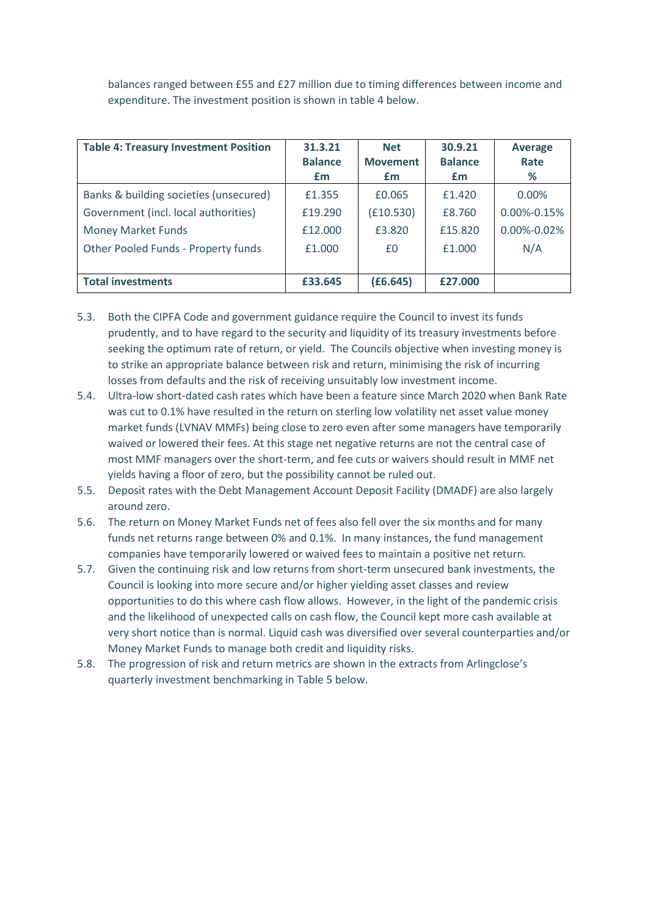balances ranged between £55 and £27 million due to timing differences between income and expenditure. The investment position is shown in table 4 below.

| **Table 4: Treasury Investment Position** | **31.3.21 Balance £m** | **Net Movement £m** | **30.9.21 Balance £m** | **Average Rate %** |
|---|---|---|---|---|
| Banks & building societies (unsecured) | £1.355 | £0.065 | £1.420 | 0.00% |
| Government (incl. local authorities) | £19.290 | (£10.530) | £8.760 | 0.00%-0.15% |
| Money Market Funds | £12.000 | £3.820 | £15.820 | 0.00%-0.02% |
| Other Pooled Funds - Property funds | £1.000 | £0 | £1.000 | N/A |
| **Total investments** | **£33.645** | **(£6.645)** | **£27.000** | |

5.3. Both the CIPFA Code and government guidance require the Council to invest its funds prudently, and to have regard to the security and liquidity of its treasury investments before seeking the optimum rate of return, or yield. The Councils objective when investing money is to strike an appropriate balance between risk and return, minimising the risk of incurring losses from defaults and the risk of receiving unsuitably low investment income.

5.4. Ultra-low short-dated cash rates which have been a feature since March 2020 when Bank Rate was cut to 0.1% have resulted in the return on sterling low volatility net asset value money market funds (LVNAV MMFs) being close to zero even after some managers have temporarily waived or lowered their fees. At this stage net negative returns are not the central case of most MMF managers over the short-term, and fee cuts or waivers should result in MMF net yields having a floor of zero, but the possibility cannot be ruled out.

5.5. Deposit rates with the Debt Management Account Deposit Facility (DMADF) are also largely around zero.

5.6. The return on Money Market Funds net of fees also fell over the six months and for many funds net returns range between 0% and 0.1%. In many instances, the fund management companies have temporarily lowered or waived fees to maintain a positive net return.

5.7. Given the continuing risk and low returns from short-term unsecured bank investments, the Council is looking into more secure and/or higher yielding asset classes and review opportunities to do this where cash flow allows. However, in the light of the pandemic crisis and the likelihood of unexpected calls on cash flow, the Council kept more cash available at very short notice than is normal. Liquid cash was diversified over several counterparties and/or Money Market Funds to manage both credit and liquidity risks.

5.8. The progression of risk and return metrics are shown in the extracts from Arlingclose's quarterly investment benchmarking in Table 5 below.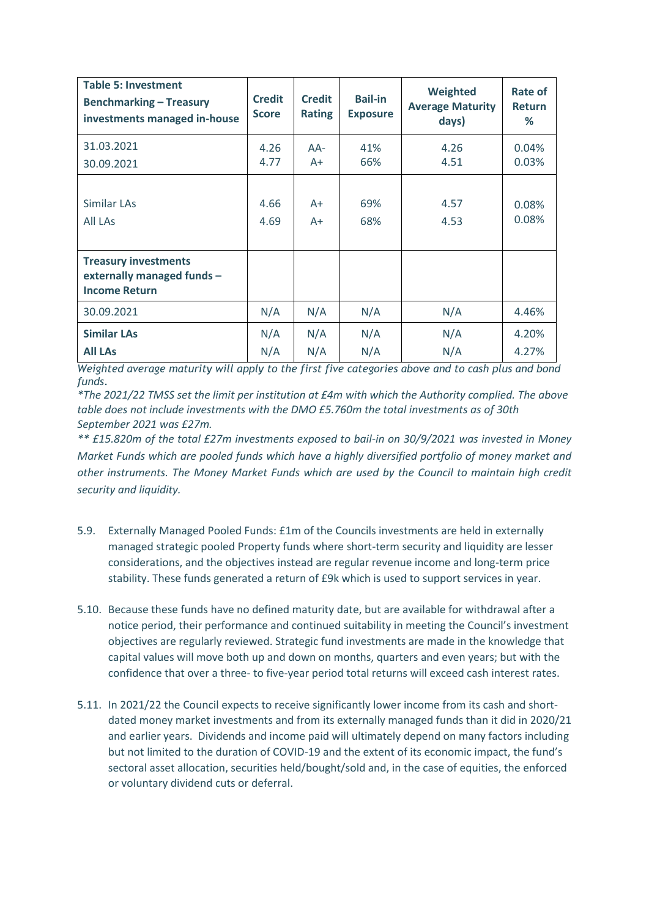| Table 5: Investment Benchmarking – Treasury investments managed in-house | Credit Score | Credit Rating | Bail-in Exposure | Weighted Average Maturity days) | Rate of Return % |
|---|---|---|---|---|---|
| 31.03.2021 | 4.26 | AA- | 41% | 4.26 | 0.04% |
| 30.09.2021 | 4.77 | A+ | 66% | 4.51 | 0.03% |
| Similar LAs | 4.66 | A+ | 69% | 4.57 | 0.08% |
| All LAs | 4.69 | A+ | 68% | 4.53 | 0.08% |
| **Treasury investments externally managed funds – Income Return** | | | | | |
| 30.09.2021 | N/A | N/A | N/A | N/A | 4.46% |
| **Similar LAs** | N/A | N/A | N/A | N/A | 4.20% |
| **All LAs** | N/A | N/A | N/A | N/A | 4.27% |

*Weighted average maturity will apply to the first five categories above and to cash plus and bond funds.*

*\*The 2021/22 TMSS set the limit per institution at £4m with which the Authority complied. The above table does not include investments with the DMO £5.760m the total investments as of 30th September 2021 was £27m.*

*\*\* £15.820m of the total £27m investments exposed to bail-in on 30/9/2021 was invested in Money Market Funds which are pooled funds which have a highly diversified portfolio of money market and other instruments. The Money Market Funds which are used by the Council to maintain high credit security and liquidity.*

5.9. Externally Managed Pooled Funds: £1m of the Councils investments are held in externally managed strategic pooled Property funds where short-term security and liquidity are lesser considerations, and the objectives instead are regular revenue income and long-term price stability. These funds generated a return of £9k which is used to support services in year.

5.10. Because these funds have no defined maturity date, but are available for withdrawal after a notice period, their performance and continued suitability in meeting the Council's investment objectives are regularly reviewed. Strategic fund investments are made in the knowledge that capital values will move both up and down on months, quarters and even years; but with the confidence that over a three- to five-year period total returns will exceed cash interest rates.

5.11. In 2021/22 the Council expects to receive significantly lower income from its cash and short-dated money market investments and from its externally managed funds than it did in 2020/21 and earlier years. Dividends and income paid will ultimately depend on many factors including but not limited to the duration of COVID-19 and the extent of its economic impact, the fund's sectoral asset allocation, securities held/bought/sold and, in the case of equities, the enforced or voluntary dividend cuts or deferral.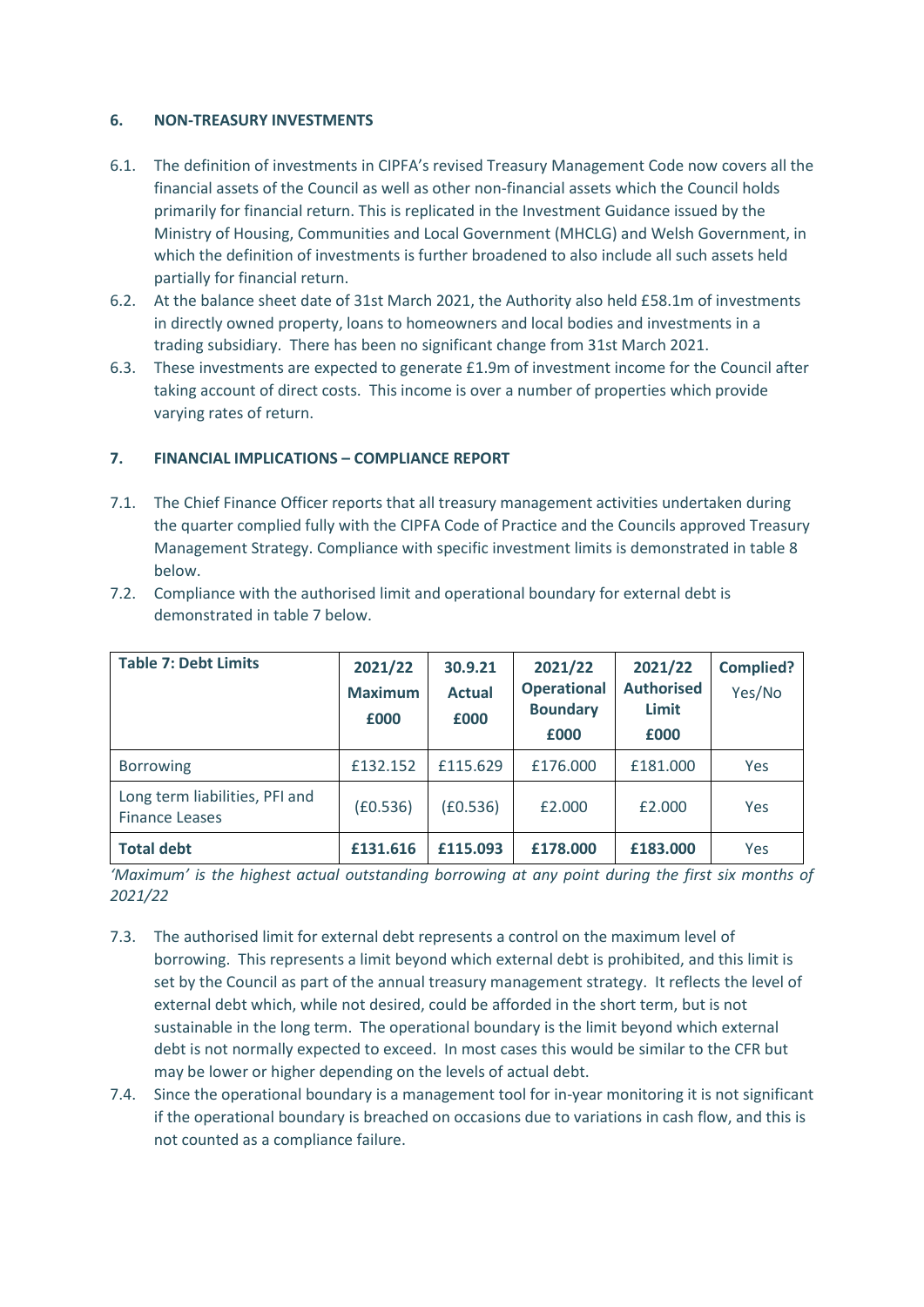## 6. NON-TREASURY INVESTMENTS

6.1. The definition of investments in CIPFA's revised Treasury Management Code now covers all the financial assets of the Council as well as other non-financial assets which the Council holds primarily for financial return. This is replicated in the Investment Guidance issued by the Ministry of Housing, Communities and Local Government (MHCLG) and Welsh Government, in which the definition of investments is further broadened to also include all such assets held partially for financial return.

6.2. At the balance sheet date of 31st March 2021, the Authority also held £58.1m of investments in directly owned property, loans to homeowners and local bodies and investments in a trading subsidiary. There has been no significant change from 31st March 2021.

6.3. These investments are expected to generate £1.9m of investment income for the Council after taking account of direct costs. This income is over a number of properties which provide varying rates of return.

## 7. FINANCIAL IMPLICATIONS – COMPLIANCE REPORT

7.1. The Chief Finance Officer reports that all treasury management activities undertaken during the quarter complied fully with the CIPFA Code of Practice and the Councils approved Treasury Management Strategy. Compliance with specific investment limits is demonstrated in table 8 below.

7.2. Compliance with the authorised limit and operational boundary for external debt is demonstrated in table 7 below.

| **Table 7: Debt Limits** | **2021/22 Maximum £000** | **30.9.21 Actual £000** | **2021/22 Operational Boundary £000** | **2021/22 Authorised Limit £000** | **Complied?** Yes/No |
|---|---|---|---|---|---|
| Borrowing | £132.152 | £115.629 | £176.000 | £181.000 | Yes |
| Long term liabilities, PFI and Finance Leases | (£0.536) | (£0.536) | £2.000 | £2.000 | Yes |
| **Total debt** | **£131.616** | **£115.093** | **£178.000** | **£183.000** | Yes |

*'Maximum' is the highest actual outstanding borrowing at any point during the first six months of 2021/22*

7.3. The authorised limit for external debt represents a control on the maximum level of borrowing. This represents a limit beyond which external debt is prohibited, and this limit is set by the Council as part of the annual treasury management strategy. It reflects the level of external debt which, while not desired, could be afforded in the short term, but is not sustainable in the long term. The operational boundary is the limit beyond which external debt is not normally expected to exceed. In most cases this would be similar to the CFR but may be lower or higher depending on the levels of actual debt.

7.4. Since the operational boundary is a management tool for in-year monitoring it is not significant if the operational boundary is breached on occasions due to variations in cash flow, and this is not counted as a compliance failure.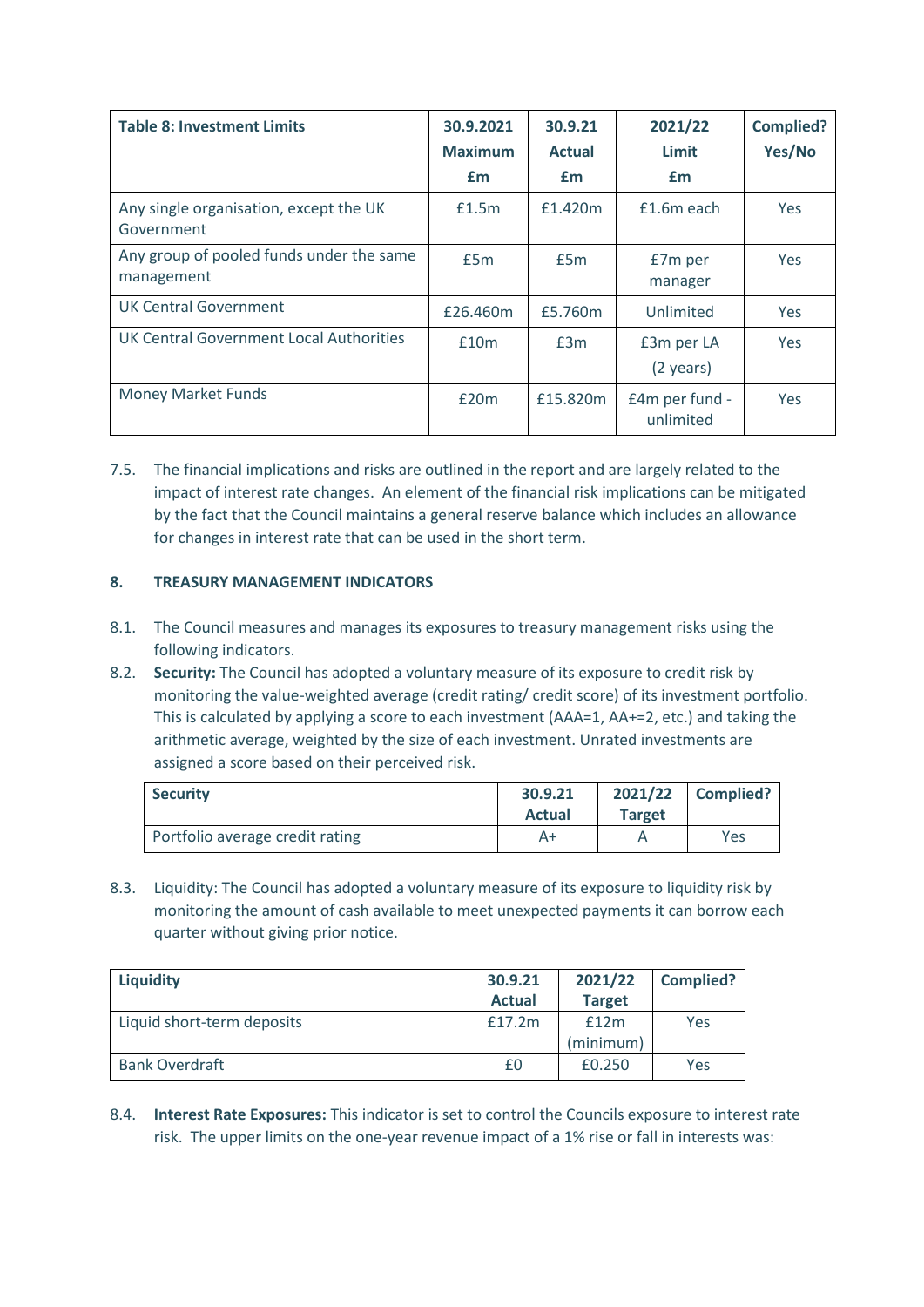| Table 8: Investment Limits | 30.9.2021 Maximum £m | 30.9.21 Actual £m | 2021/22 Limit £m | Complied? Yes/No |
|---|---|---|---|---|
| Any single organisation, except the UK Government | £1.5m | £1.420m | £1.6m each | Yes |
| Any group of pooled funds under the same management | £5m | £5m | £7m per manager | Yes |
| UK Central Government | £26.460m | £5.760m | Unlimited | Yes |
| UK Central Government Local Authorities | £10m | £3m | £3m per LA (2 years) | Yes |
| Money Market Funds | £20m | £15.820m | £4m per fund - unlimited | Yes |

7.5. The financial implications and risks are outlined in the report and are largely related to the impact of interest rate changes. An element of the financial risk implications can be mitigated by the fact that the Council maintains a general reserve balance which includes an allowance for changes in interest rate that can be used in the short term.

## 8. TREASURY MANAGEMENT INDICATORS

8.1. The Council measures and manages its exposures to treasury management risks using the following indicators.

8.2. **Security:** The Council has adopted a voluntary measure of its exposure to credit risk by monitoring the value-weighted average (credit rating/ credit score) of its investment portfolio. This is calculated by applying a score to each investment (AAA=1, AA+=2, etc.) and taking the arithmetic average, weighted by the size of each investment. Unrated investments are assigned a score based on their perceived risk.

| Security | 30.9.21 Actual | 2021/22 Target | Complied? |
|---|---|---|---|
| Portfolio average credit rating | A+ | A | Yes |

8.3. Liquidity: The Council has adopted a voluntary measure of its exposure to liquidity risk by monitoring the amount of cash available to meet unexpected payments it can borrow each quarter without giving prior notice.

| Liquidity | 30.9.21 Actual | 2021/22 Target | Complied? |
|---|---|---|---|
| Liquid short-term deposits | £17.2m | £12m (minimum) | Yes |
| Bank Overdraft | £0 | £0.250 | Yes |

8.4. **Interest Rate Exposures:** This indicator is set to control the Councils exposure to interest rate risk. The upper limits on the one-year revenue impact of a 1% rise or fall in interests was: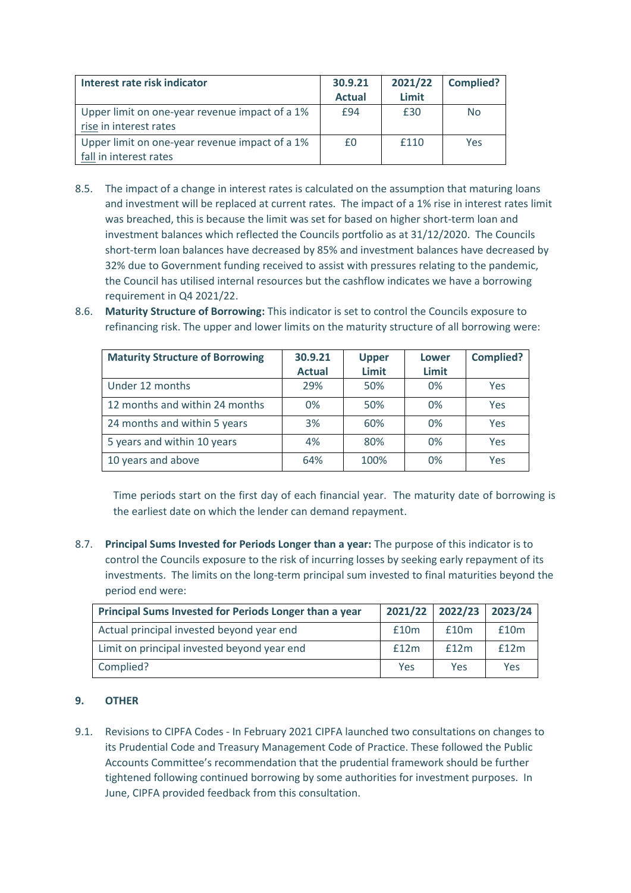| Interest rate risk indicator | 30.9.21 Actual | 2021/22 Limit | Complied? |
|---|---|---|---|
| Upper limit on one-year revenue impact of a 1% rise in interest rates | £94 | £30 | No |
| Upper limit on one-year revenue impact of a 1% fall in interest rates | £0 | £110 | Yes |

8.5. The impact of a change in interest rates is calculated on the assumption that maturing loans and investment will be replaced at current rates. The impact of a 1% rise in interest rates limit was breached, this is because the limit was set for based on higher short-term loan and investment balances which reflected the Councils portfolio as at 31/12/2020. The Councils short-term loan balances have decreased by 85% and investment balances have decreased by 32% due to Government funding received to assist with pressures relating to the pandemic, the Council has utilised internal resources but the cashflow indicates we have a borrowing requirement in Q4 2021/22.

8.6. **Maturity Structure of Borrowing:** This indicator is set to control the Councils exposure to refinancing risk. The upper and lower limits on the maturity structure of all borrowing were:

| Maturity Structure of Borrowing | 30.9.21 Actual | Upper Limit | Lower Limit | Complied? |
|---|---|---|---|---|
| Under 12 months | 29% | 50% | 0% | Yes |
| 12 months and within 24 months | 0% | 50% | 0% | Yes |
| 24 months and within 5 years | 3% | 60% | 0% | Yes |
| 5 years and within 10 years | 4% | 80% | 0% | Yes |
| 10 years and above | 64% | 100% | 0% | Yes |

Time periods start on the first day of each financial year. The maturity date of borrowing is the earliest date on which the lender can demand repayment.

8.7. **Principal Sums Invested for Periods Longer than a year:** The purpose of this indicator is to control the Councils exposure to the risk of incurring losses by seeking early repayment of its investments. The limits on the long-term principal sum invested to final maturities beyond the period end were:

| Principal Sums Invested for Periods Longer than a year | 2021/22 | 2022/23 | 2023/24 |
|---|---|---|---|
| Actual principal invested beyond year end | £10m | £10m | £10m |
| Limit on principal invested beyond year end | £12m | £12m | £12m |
| Complied? | Yes | Yes | Yes |

## 9. OTHER

9.1. Revisions to CIPFA Codes - In February 2021 CIPFA launched two consultations on changes to its Prudential Code and Treasury Management Code of Practice. These followed the Public Accounts Committee's recommendation that the prudential framework should be further tightened following continued borrowing by some authorities for investment purposes. In June, CIPFA provided feedback from this consultation.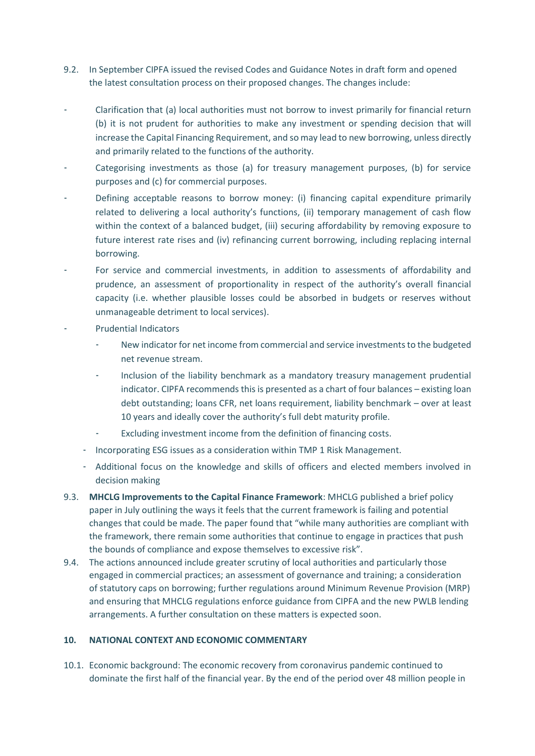9.2. In September CIPFA issued the revised Codes and Guidance Notes in draft form and opened the latest consultation process on their proposed changes. The changes include:

- Clarification that (a) local authorities must not borrow to invest primarily for financial return (b) it is not prudent for authorities to make any investment or spending decision that will increase the Capital Financing Requirement, and so may lead to new borrowing, unless directly and primarily related to the functions of the authority.
- Categorising investments as those (a) for treasury management purposes, (b) for service purposes and (c) for commercial purposes.
- Defining acceptable reasons to borrow money: (i) financing capital expenditure primarily related to delivering a local authority's functions, (ii) temporary management of cash flow within the context of a balanced budget, (iii) securing affordability by removing exposure to future interest rate rises and (iv) refinancing current borrowing, including replacing internal borrowing.
- For service and commercial investments, in addition to assessments of affordability and prudence, an assessment of proportionality in respect of the authority's overall financial capacity (i.e. whether plausible losses could be absorbed in budgets or reserves without unmanageable detriment to local services).
- Prudential Indicators
    - New indicator for net income from commercial and service investments to the budgeted net revenue stream.
    - Inclusion of the liability benchmark as a mandatory treasury management prudential indicator. CIPFA recommends this is presented as a chart of four balances – existing loan debt outstanding; loans CFR, net loans requirement, liability benchmark – over at least 10 years and ideally cover the authority's full debt maturity profile.
    - Excluding investment income from the definition of financing costs.
- Incorporating ESG issues as a consideration within TMP 1 Risk Management.
- Additional focus on the knowledge and skills of officers and elected members involved in decision making

9.3. **MHCLG Improvements to the Capital Finance Framework**: MHCLG published a brief policy paper in July outlining the ways it feels that the current framework is failing and potential changes that could be made. The paper found that "while many authorities are compliant with the framework, there remain some authorities that continue to engage in practices that push the bounds of compliance and expose themselves to excessive risk".

9.4. The actions announced include greater scrutiny of local authorities and particularly those engaged in commercial practices; an assessment of governance and training; a consideration of statutory caps on borrowing; further regulations around Minimum Revenue Provision (MRP) and ensuring that MHCLG regulations enforce guidance from CIPFA and the new PWLB lending arrangements. A further consultation on these matters is expected soon.

## 10. NATIONAL CONTEXT AND ECONOMIC COMMENTARY

10.1. Economic background: The economic recovery from coronavirus pandemic continued to dominate the first half of the financial year. By the end of the period over 48 million people in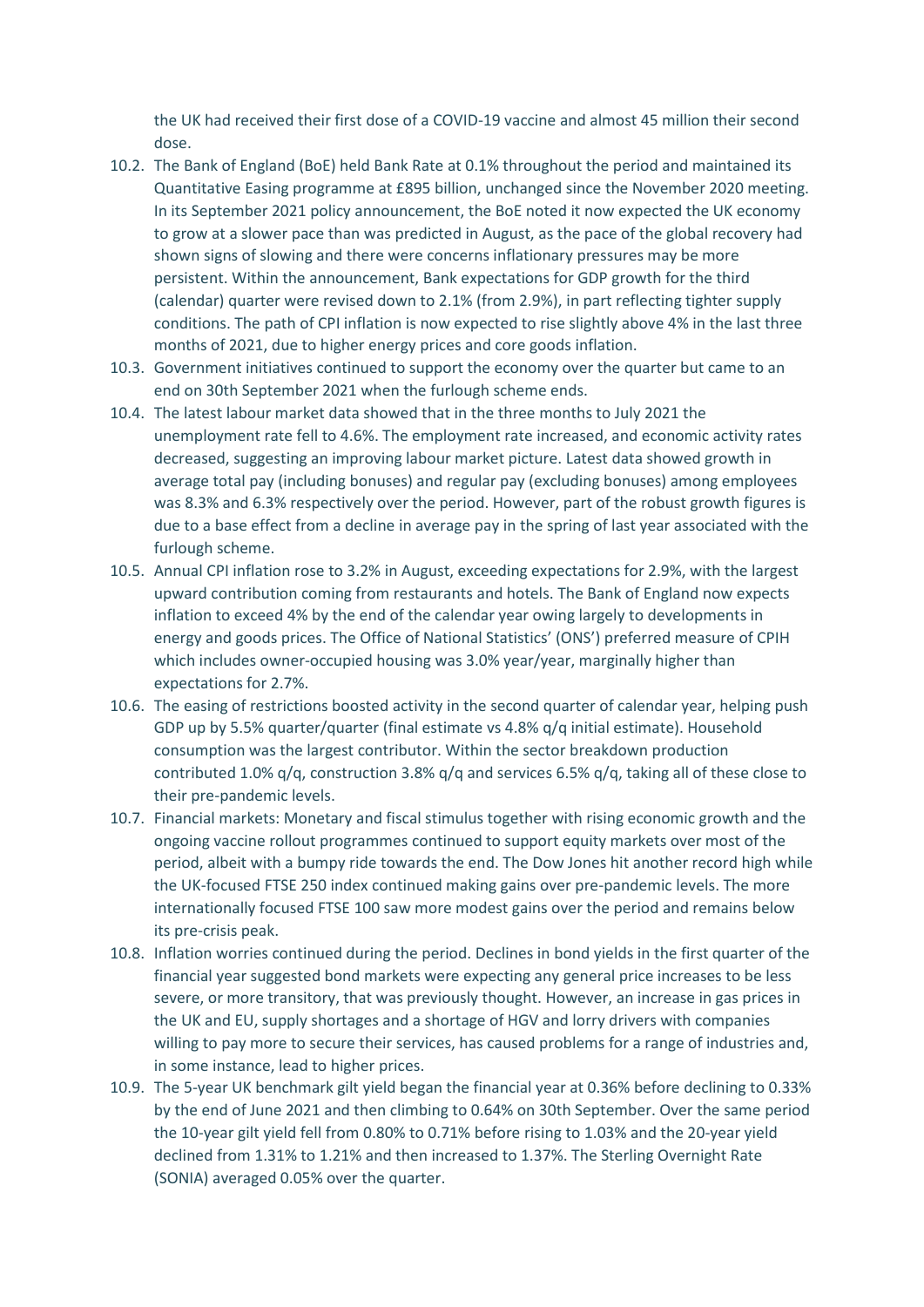the UK had received their first dose of a COVID-19 vaccine and almost 45 million their second dose.

10.2. The Bank of England (BoE) held Bank Rate at 0.1% throughout the period and maintained its Quantitative Easing programme at £895 billion, unchanged since the November 2020 meeting. In its September 2021 policy announcement, the BoE noted it now expected the UK economy to grow at a slower pace than was predicted in August, as the pace of the global recovery had shown signs of slowing and there were concerns inflationary pressures may be more persistent. Within the announcement, Bank expectations for GDP growth for the third (calendar) quarter were revised down to 2.1% (from 2.9%), in part reflecting tighter supply conditions. The path of CPI inflation is now expected to rise slightly above 4% in the last three months of 2021, due to higher energy prices and core goods inflation.

10.3. Government initiatives continued to support the economy over the quarter but came to an end on 30th September 2021 when the furlough scheme ends.

10.4. The latest labour market data showed that in the three months to July 2021 the unemployment rate fell to 4.6%. The employment rate increased, and economic activity rates decreased, suggesting an improving labour market picture. Latest data showed growth in average total pay (including bonuses) and regular pay (excluding bonuses) among employees was 8.3% and 6.3% respectively over the period. However, part of the robust growth figures is due to a base effect from a decline in average pay in the spring of last year associated with the furlough scheme.

10.5. Annual CPI inflation rose to 3.2% in August, exceeding expectations for 2.9%, with the largest upward contribution coming from restaurants and hotels. The Bank of England now expects inflation to exceed 4% by the end of the calendar year owing largely to developments in energy and goods prices. The Office of National Statistics' (ONS') preferred measure of CPIH which includes owner-occupied housing was 3.0% year/year, marginally higher than expectations for 2.7%.

10.6. The easing of restrictions boosted activity in the second quarter of calendar year, helping push GDP up by 5.5% quarter/quarter (final estimate vs 4.8% q/q initial estimate). Household consumption was the largest contributor. Within the sector breakdown production contributed 1.0% q/q, construction 3.8% q/q and services 6.5% q/q, taking all of these close to their pre-pandemic levels.

10.7. Financial markets: Monetary and fiscal stimulus together with rising economic growth and the ongoing vaccine rollout programmes continued to support equity markets over most of the period, albeit with a bumpy ride towards the end. The Dow Jones hit another record high while the UK-focused FTSE 250 index continued making gains over pre-pandemic levels. The more internationally focused FTSE 100 saw more modest gains over the period and remains below its pre-crisis peak.

10.8. Inflation worries continued during the period. Declines in bond yields in the first quarter of the financial year suggested bond markets were expecting any general price increases to be less severe, or more transitory, that was previously thought. However, an increase in gas prices in the UK and EU, supply shortages and a shortage of HGV and lorry drivers with companies willing to pay more to secure their services, has caused problems for a range of industries and, in some instance, lead to higher prices.

10.9. The 5-year UK benchmark gilt yield began the financial year at 0.36% before declining to 0.33% by the end of June 2021 and then climbing to 0.64% on 30th September. Over the same period the 10-year gilt yield fell from 0.80% to 0.71% before rising to 1.03% and the 20-year yield declined from 1.31% to 1.21% and then increased to 1.37%. The Sterling Overnight Rate (SONIA) averaged 0.05% over the quarter.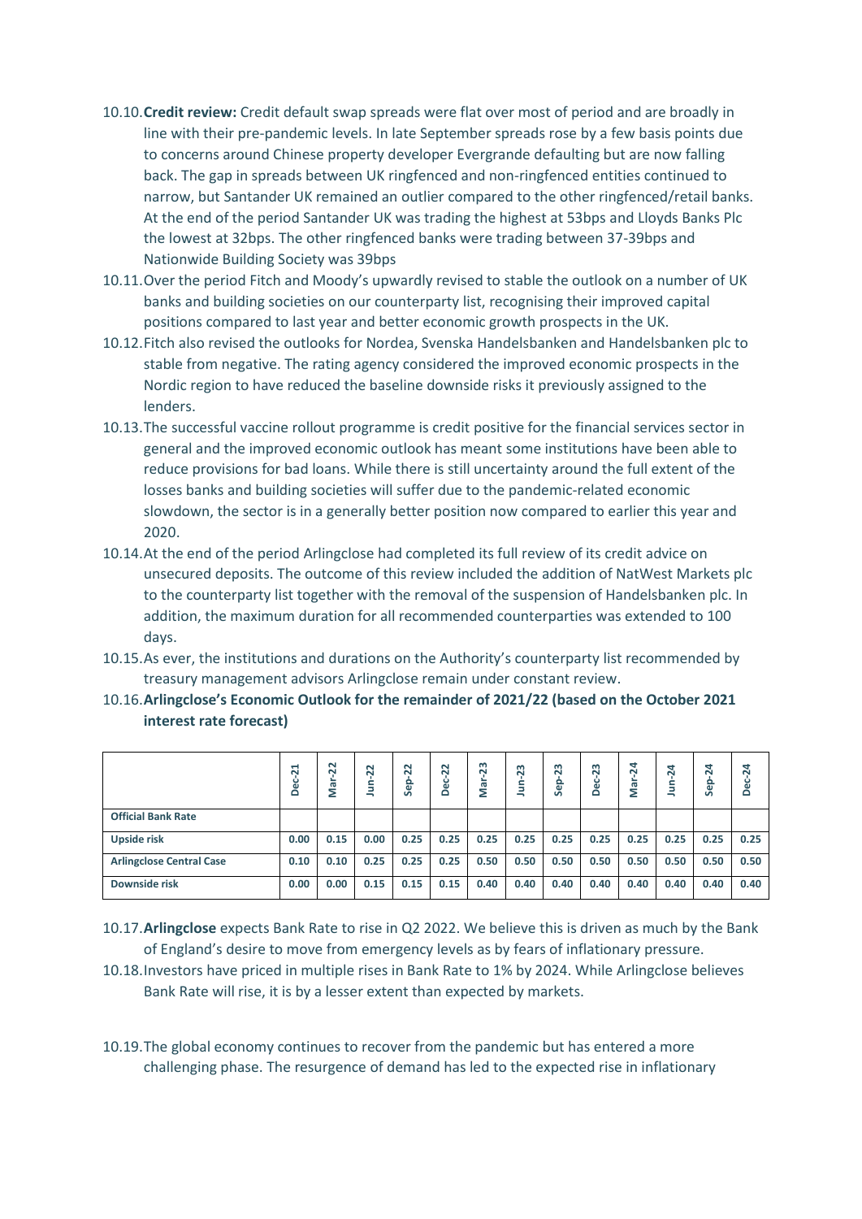10.10. **Credit review:** Credit default swap spreads were flat over most of period and are broadly in line with their pre-pandemic levels. In late September spreads rose by a few basis points due to concerns around Chinese property developer Evergrande defaulting but are now falling back. The gap in spreads between UK ringfenced and non-ringfenced entities continued to narrow, but Santander UK remained an outlier compared to the other ringfenced/retail banks. At the end of the period Santander UK was trading the highest at 53bps and Lloyds Banks Plc the lowest at 32bps. The other ringfenced banks were trading between 37-39bps and Nationwide Building Society was 39bps

10.11. Over the period Fitch and Moody's upwardly revised to stable the outlook on a number of UK banks and building societies on our counterparty list, recognising their improved capital positions compared to last year and better economic growth prospects in the UK.

10.12. Fitch also revised the outlooks for Nordea, Svenska Handelsbanken and Handelsbanken plc to stable from negative. The rating agency considered the improved economic prospects in the Nordic region to have reduced the baseline downside risks it previously assigned to the lenders.

10.13. The successful vaccine rollout programme is credit positive for the financial services sector in general and the improved economic outlook has meant some institutions have been able to reduce provisions for bad loans. While there is still uncertainty around the full extent of the losses banks and building societies will suffer due to the pandemic-related economic slowdown, the sector is in a generally better position now compared to earlier this year and 2020.

10.14. At the end of the period Arlingclose had completed its full review of its credit advice on unsecured deposits. The outcome of this review included the addition of NatWest Markets plc to the counterparty list together with the removal of the suspension of Handelsbanken plc. In addition, the maximum duration for all recommended counterparties was extended to 100 days.

10.15. As ever, the institutions and durations on the Authority's counterparty list recommended by treasury management advisors Arlingclose remain under constant review.

10.16. **Arlingclose's Economic Outlook for the remainder of 2021/22 (based on the October 2021 interest rate forecast)**

| | Dec-21 | Mar-22 | Jun-22 | Sep-22 | Dec-22 | Mar-23 | Jun-23 | Sep-23 | Dec-23 | Mar-24 | Jun-24 | Sep-24 | Dec-24 |
|---|---|---|---|---|---|---|---|---|---|---|---|---|---|
| **Official Bank Rate** | | | | | | | | | | | | | |
| **Upside risk** | 0.00 | 0.15 | 0.00 | 0.25 | 0.25 | 0.25 | 0.25 | 0.25 | 0.25 | 0.25 | 0.25 | 0.25 | 0.25 |
| **Arlingclose Central Case** | 0.10 | 0.10 | 0.25 | 0.25 | 0.25 | 0.50 | 0.50 | 0.50 | 0.50 | 0.50 | 0.50 | 0.50 | 0.50 |
| **Downside risk** | 0.00 | 0.00 | 0.15 | 0.15 | 0.15 | 0.40 | 0.40 | 0.40 | 0.40 | 0.40 | 0.40 | 0.40 | 0.40 |

10.17. **Arlingclose** expects Bank Rate to rise in Q2 2022. We believe this is driven as much by the Bank of England's desire to move from emergency levels as by fears of inflationary pressure.

10.18. Investors have priced in multiple rises in Bank Rate to 1% by 2024. While Arlingclose believes Bank Rate will rise, it is by a lesser extent than expected by markets.

10.19. The global economy continues to recover from the pandemic but has entered a more challenging phase. The resurgence of demand has led to the expected rise in inflationary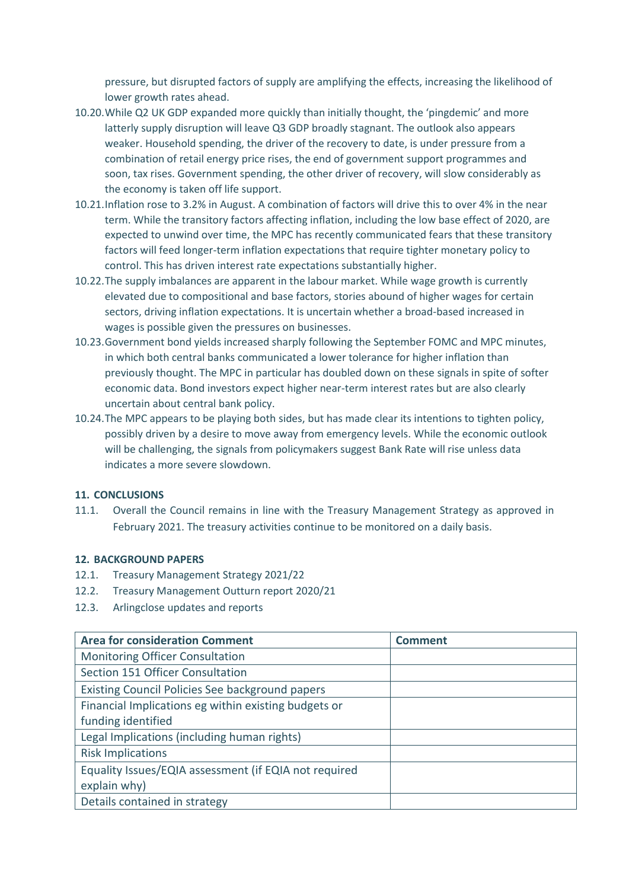pressure, but disrupted factors of supply are amplifying the effects, increasing the likelihood of lower growth rates ahead.

10.20. While Q2 UK GDP expanded more quickly than initially thought, the 'pingdemic' and more latterly supply disruption will leave Q3 GDP broadly stagnant. The outlook also appears weaker. Household spending, the driver of the recovery to date, is under pressure from a combination of retail energy price rises, the end of government support programmes and soon, tax rises. Government spending, the other driver of recovery, will slow considerably as the economy is taken off life support.

10.21. Inflation rose to 3.2% in August. A combination of factors will drive this to over 4% in the near term. While the transitory factors affecting inflation, including the low base effect of 2020, are expected to unwind over time, the MPC has recently communicated fears that these transitory factors will feed longer-term inflation expectations that require tighter monetary policy to control. This has driven interest rate expectations substantially higher.

10.22. The supply imbalances are apparent in the labour market. While wage growth is currently elevated due to compositional and base factors, stories abound of higher wages for certain sectors, driving inflation expectations. It is uncertain whether a broad-based increased in wages is possible given the pressures on businesses.

10.23. Government bond yields increased sharply following the September FOMC and MPC minutes, in which both central banks communicated a lower tolerance for higher inflation than previously thought. The MPC in particular has doubled down on these signals in spite of softer economic data. Bond investors expect higher near-term interest rates but are also clearly uncertain about central bank policy.

10.24. The MPC appears to be playing both sides, but has made clear its intentions to tighten policy, possibly driven by a desire to move away from emergency levels. While the economic outlook will be challenging, the signals from policymakers suggest Bank Rate will rise unless data indicates a more severe slowdown.

## 11. CONCLUSIONS

11.1. Overall the Council remains in line with the Treasury Management Strategy as approved in February 2021. The treasury activities continue to be monitored on a daily basis.

## 12. BACKGROUND PAPERS

12.1. Treasury Management Strategy 2021/22

12.2. Treasury Management Outturn report 2020/21

12.3. Arlingclose updates and reports

| Area for consideration Comment | Comment |
|---|---|
| Monitoring Officer Consultation | |
| Section 151 Officer Consultation | |
| Existing Council Policies See background papers | |
| Financial Implications eg within existing budgets or funding identified | |
| Legal Implications (including human rights) | |
| Risk Implications | |
| Equality Issues/EQIA assessment (if EQIA not required explain why) | |
| Details contained in strategy | |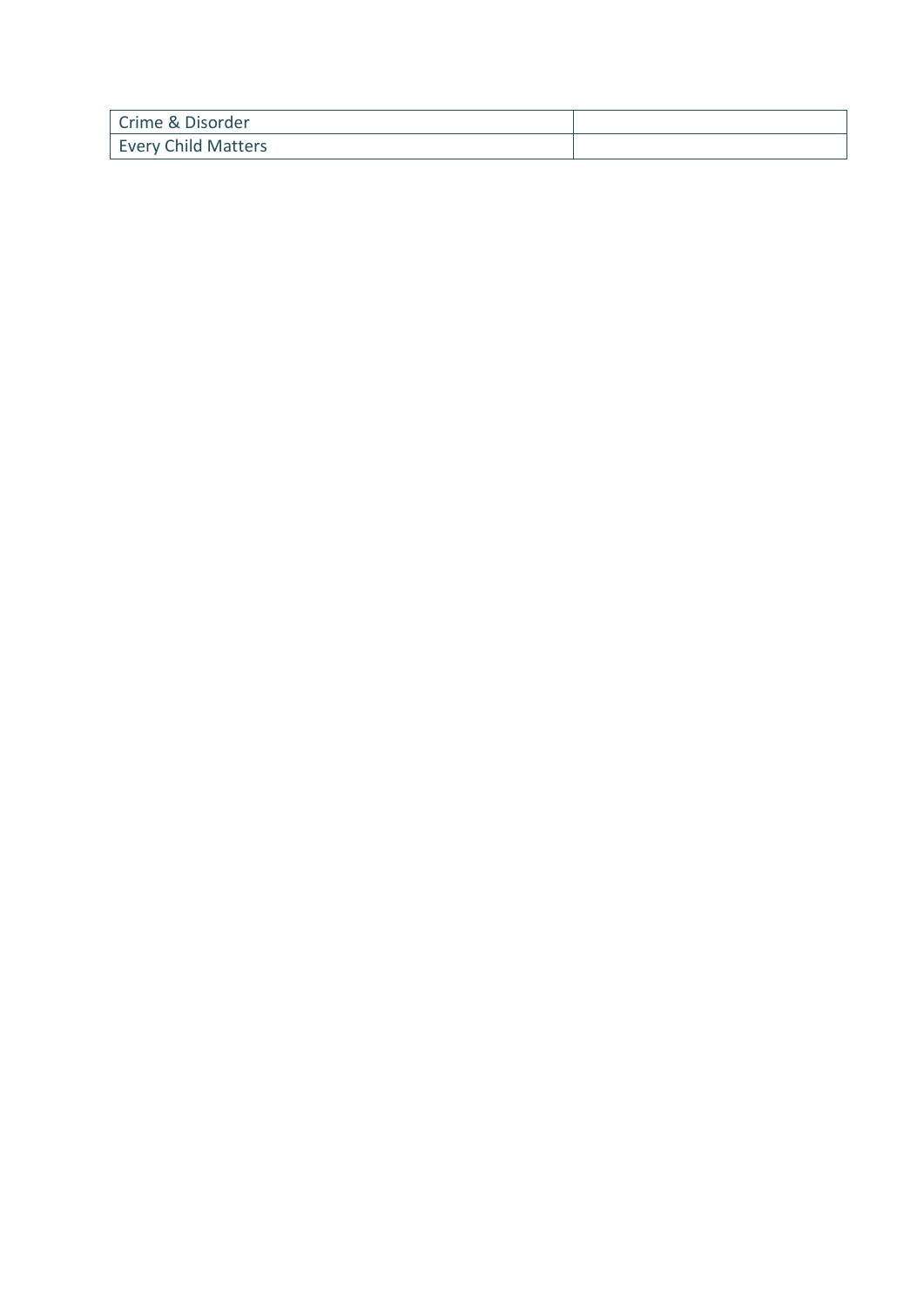| | |
|---|---|
| Crime & Disorder | |
| Every Child Matters | |